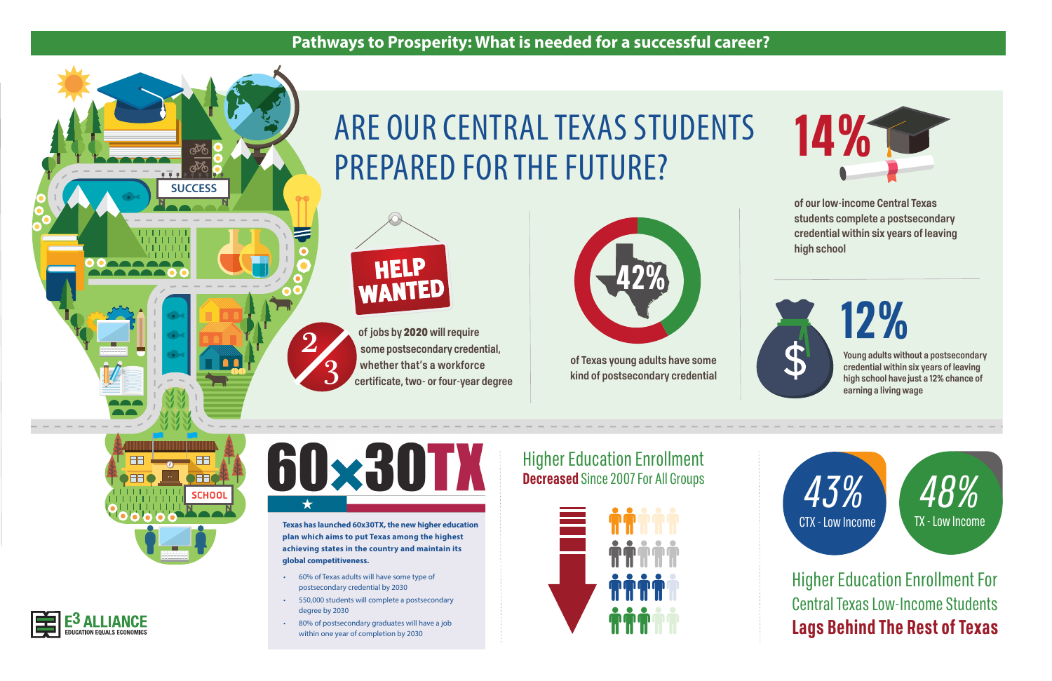# Pathways to Prosperity: What is needed for a successful career?

## ARE OUR CENTRAL TEXAS STUDENTS PREPARED FOR THE FUTURE?

SUCCESS

**HELP WANTED**

**2/3** of jobs by **2020** will require some postsecondary credential, whether that's a workforce certificate, two- or four-year degree

**42%** of Texas young adults have some kind of postsecondary credential

**14%** of our low-income Central Texas students complete a postsecondary credential within six years of leaving high school

**12%** Young adults without a postsecondary credential within six years of leaving high school have just a 12% chance of earning a living wage

SCHOOL

## 60x30TX

**Texas has launched 60x30TX, the new higher education plan which aims to put Texas among the highest achieving states in the country and maintain its global competitiveness.**

- 60% of Texas adults will have some type of postsecondary credential by 2030
- 550,000 students will complete a postsecondary degree by 2030
- 80% of postsecondary graduates will have a job within one year of completion by 2030

## Higher Education Enrollment **Decreased** Since 2007 For All Groups

**43%** CTX - Low Income

**48%** TX - Low Income

## Higher Education Enrollment For Central Texas Low-Income Students **Lags Behind The Rest of Texas**

E3 ALLIANCE
EDUCATION EQUALS ECONOMICS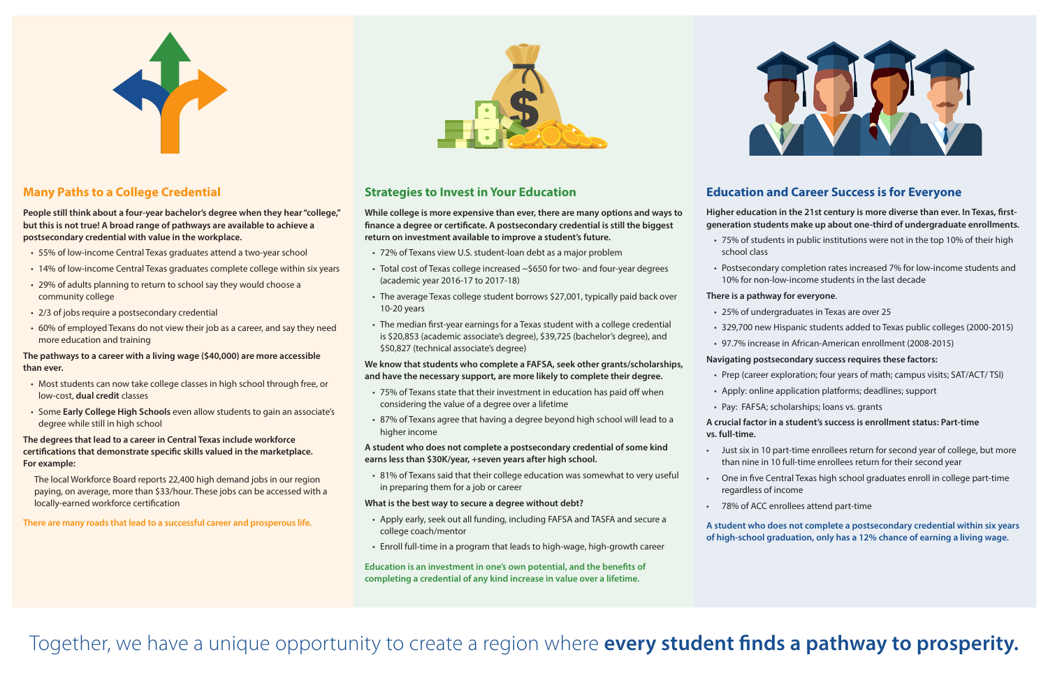## Many Paths to a College Credential

**People still think about a four-year bachelor's degree when they hear "college," but this is not true! A broad range of pathways are available to achieve a postsecondary credential with value in the workplace.**

- 55% of low-income Central Texas graduates attend a two-year school
- 14% of low-income Central Texas graduates complete college within six years
- 29% of adults planning to return to school say they would choose a community college
- 2/3 of jobs require a postsecondary credential
- 60% of employed Texans do not view their job as a career, and say they need more education and training

**The pathways to a career with a living wage ($40,000) are more accessible than ever.**

- Most students can now take college classes in high school through free, or low-cost, **dual credit** classes
- Some **Early College High Schools** even allow students to gain an associate's degree while still in high school

**The degrees that lead to a career in Central Texas include workforce certifications that demonstrate specific skills valued in the marketplace. For example:**

The local Workforce Board reports 22,400 high demand jobs in our region paying, on average, more than $33/hour. These jobs can be accessed with a locally-earned workforce certification

**There are many roads that lead to a successful career and prosperous life.**

## Strategies to Invest in Your Education

**While college is more expensive than ever, there are many options and ways to finance a degree or certificate. A postsecondary credential is still the biggest return on investment available to improve a student's future.**

- 72% of Texans view U.S. student-loan debt as a major problem
- Total cost of Texas college increased ~$650 for two- and four-year degrees (academic year 2016-17 to 2017-18)
- The average Texas college student borrows $27,001, typically paid back over 10-20 years
- The median first-year earnings for a Texas student with a college credential is $20,853 (academic associate's degree), $39,725 (bachelor's degree), and $50,827 (technical associate's degree)

**We know that students who complete a FAFSA, seek other grants/scholarships, and have the necessary support, are more likely to complete their degree.**

- 75% of Texans state that their investment in education has paid off when considering the value of a degree over a lifetime
- 87% of Texans agree that having a degree beyond high school will lead to a higher income

**A student who does not complete a postsecondary credential of some kind earns less than $30K/year, +seven years after high school.**

- 81% of Texans said that their college education was somewhat to very useful in preparing them for a job or career

**What is the best way to secure a degree without debt?**

- Apply early, seek out all funding, including FAFSA and TASFA and secure a college coach/mentor
- Enroll full-time in a program that leads to high-wage, high-growth career

**Education is an investment in one's own potential, and the benefits of completing a credential of any kind increase in value over a lifetime.**

## Education and Career Success is for Everyone

**Higher education in the 21st century is more diverse than ever. In Texas, first-generation students make up about one-third of undergraduate enrollments.**

- 75% of students in public institutions were not in the top 10% of their high school class
- Postsecondary completion rates increased 7% for low-income students and 10% for non-low-income students in the last decade

**There is a pathway for everyone**.

- 25% of undergraduates in Texas are over 25
- 329,700 new Hispanic students added to Texas public colleges (2000-2015)
- 97.7% increase in African-American enrollment (2008-2015)

**Navigating postsecondary success requires these factors:**

- Prep (career exploration; four years of math; campus visits; SAT/ACT/ TSI)
- Apply: online application platforms; deadlines; support
- Pay: FAFSA; scholarships; loans vs. grants

**A crucial factor in a student's success is enrollment status: Part-time vs. full-time.**

- Just six in 10 part-time enrollees return for second year of college, but more than nine in 10 full-time enrollees return for their second year
- One in five Central Texas high school graduates enroll in college part-time regardless of income
- 78% of ACC enrollees attend part-time

**A student who does not complete a postsecondary credential within six years of high-school graduation, only has a 12% chance of earning a living wage.**

Together, we have a unique opportunity to create a region where **every student finds a pathway to prosperity.**